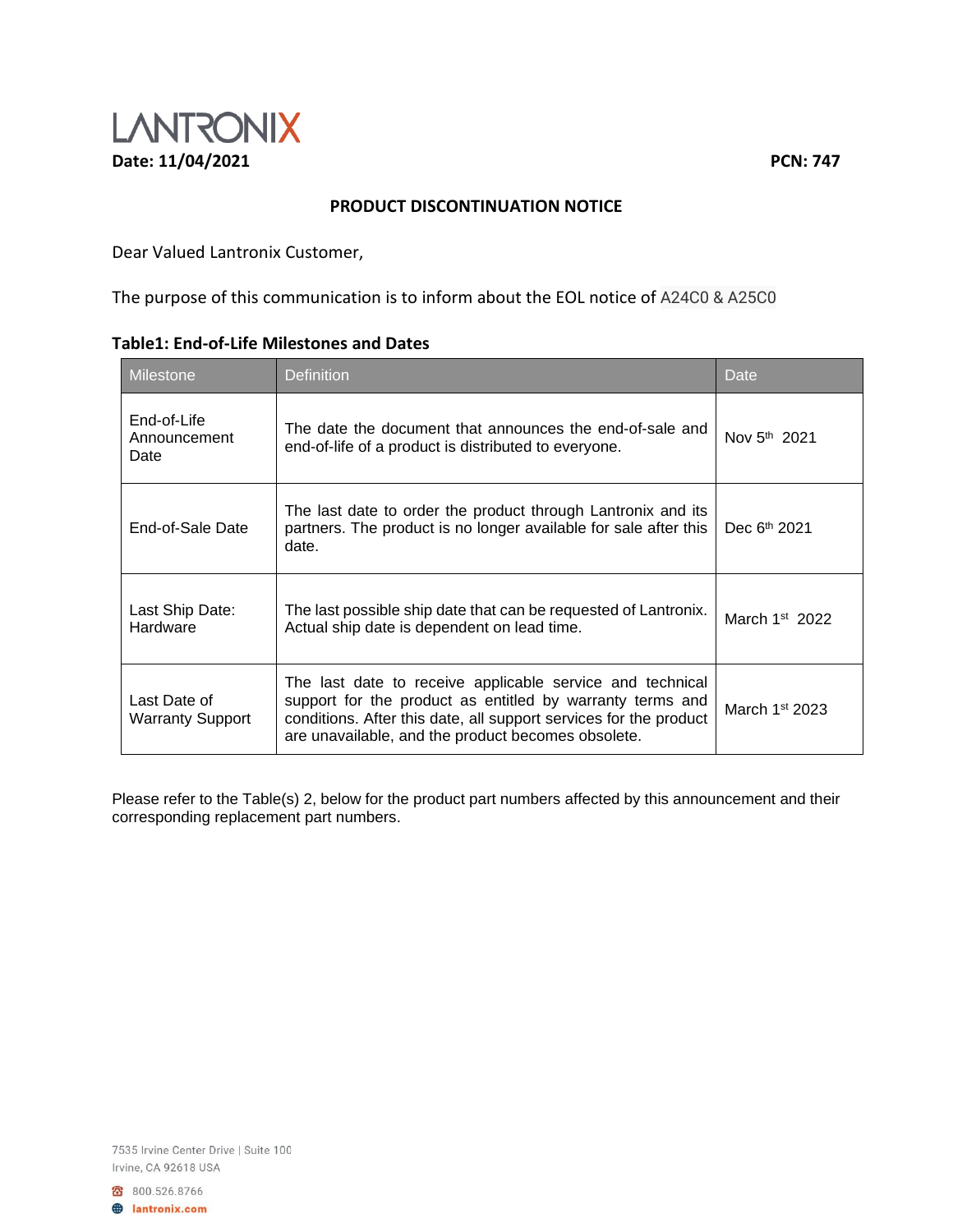LANTRONIX

**Date: 11/04/2021** **PCN: 747**

## PRODUCT DISCONTINUATION NOTICE

Dear Valued Lantronix Customer,

The purpose of this communication is to inform about the EOL notice of A24C0 & A25C0

**Table1: End-of-Life Milestones and Dates**

| Milestone | Definition | Date |
|---|---|---|
| End-of-Life Announcement Date | The date the document that announces the end-of-sale and end-of-life of a product is distributed to everyone. | Nov 5th 2021 |
| End-of-Sale Date | The last date to order the product through Lantronix and its partners. The product is no longer available for sale after this date. | Dec 6th 2021 |
| Last Ship Date: Hardware | The last possible ship date that can be requested of Lantronix. Actual ship date is dependent on lead time. | March 1st 2022 |
| Last Date of Warranty Support | The last date to receive applicable service and technical support for the product as entitled by warranty terms and conditions. After this date, all support services for the product are unavailable, and the product becomes obsolete. | March 1st 2023 |

Please refer to the Table(s) 2, below for the product part numbers affected by this announcement and their corresponding replacement part numbers.

7535 Irvine Center Drive | Suite 100
Irvine, CA 92618 USA

800.526.8766
lantronix.com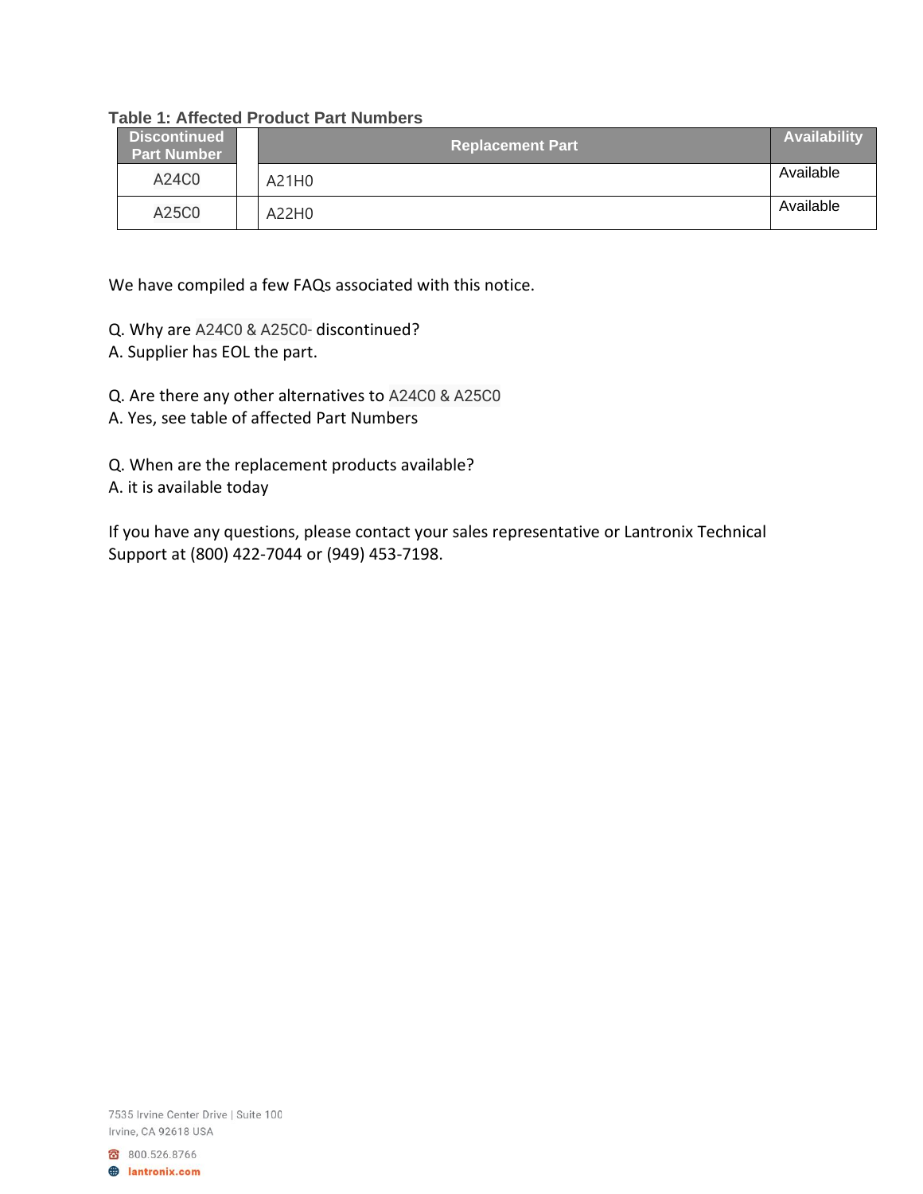**Table 1: Affected Product Part Numbers**

| Discontinued Part Number | | Replacement Part | Availability |
|---|---|---|---|
| A24C0 | | A21H0 | Available |
| A25C0 | | A22H0 | Available |

We have compiled a few FAQs associated with this notice.

Q. Why are A24C0 & A25C0- discontinued?
A. Supplier has EOL the part.

Q. Are there any other alternatives to A24C0 & A25C0
A. Yes, see table of affected Part Numbers

Q. When are the replacement products available?
A. it is available today

If you have any questions, please contact your sales representative or Lantronix Technical Support at (800) 422-7044 or (949) 453-7198.